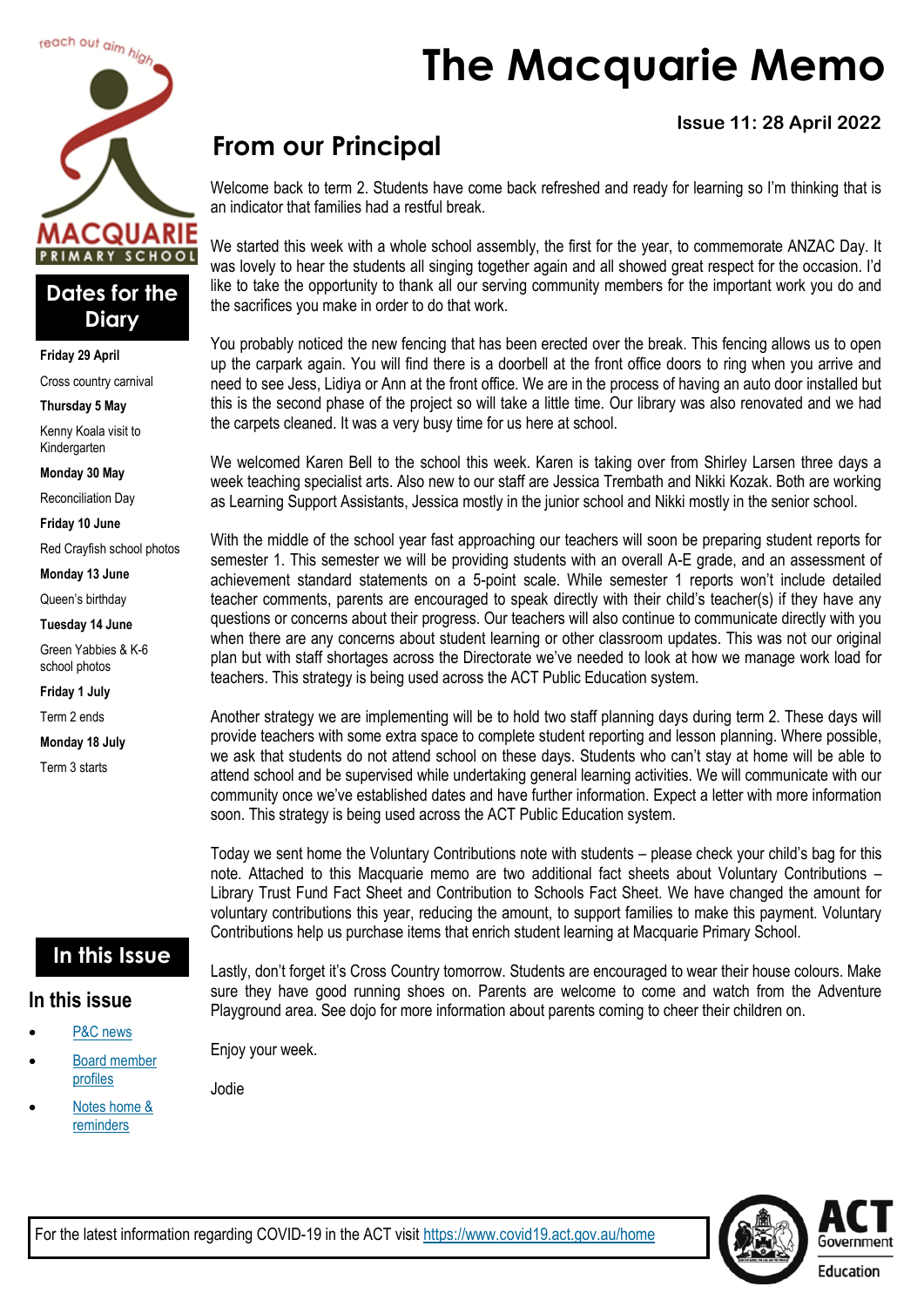# The Macquarie Memo

**Issue 11: 28 April 2022**

## From our Principal

Welcome back to term 2. Students have come back refreshed and ready for learning so I'm thinking that is an indicator that families had a restful break.

We started this week with a whole school assembly, the first for the year, to commemorate ANZAC Day. It was lovely to hear the students all singing together again and all showed great respect for the occasion. I'd like to take the opportunity to thank all our serving community members for the important work you do and the sacrifices you make in order to do that work.

You probably noticed the new fencing that has been erected over the break. This fencing allows us to open up the carpark again. You will find there is a doorbell at the front office doors to ring when you arrive and need to see Jess, Lidiya or Ann at the front office. We are in the process of having an auto door installed but this is the second phase of the project so will take a little time. Our library was also renovated and we had the carpets cleaned. It was a very busy time for us here at school.

We welcomed Karen Bell to the school this week. Karen is taking over from Shirley Larsen three days a week teaching specialist arts. Also new to our staff are Jessica Trembath and Nikki Kozak. Both are working as Learning Support Assistants, Jessica mostly in the junior school and Nikki mostly in the senior school.

With the middle of the school year fast approaching our teachers will soon be preparing student reports for semester 1. This semester we will be providing students with an overall A-E grade, and an assessment of achievement standard statements on a 5-point scale. While semester 1 reports won't include detailed teacher comments, parents are encouraged to speak directly with their child's teacher(s) if they have any questions or concerns about their progress. Our teachers will also continue to communicate directly with you when there are any concerns about student learning or other classroom updates. This was not our original plan but with staff shortages across the Directorate we've needed to look at how we manage work load for teachers. This strategy is being used across the ACT Public Education system.

Another strategy we are implementing will be to hold two staff planning days during term 2. These days will provide teachers with some extra space to complete student reporting and lesson planning. Where possible, we ask that students do not attend school on these days. Students who can't stay at home will be able to attend school and be supervised while undertaking general learning activities. We will communicate with our community once we've established dates and have further information. Expect a letter with more information soon. This strategy is being used across the ACT Public Education system.

Today we sent home the Voluntary Contributions note with students – please check your child's bag for this note. Attached to this Macquarie memo are two additional fact sheets about Voluntary Contributions – Library Trust Fund Fact Sheet and Contribution to Schools Fact Sheet. We have changed the amount for voluntary contributions this year, reducing the amount, to support families to make this payment. Voluntary Contributions help us purchase items that enrich student learning at Macquarie Primary School.

Lastly, don't forget it's Cross Country tomorrow. Students are encouraged to wear their house colours. Make sure they have good running shoes on. Parents are welcome to come and watch from the Adventure Playground area. See dojo for more information about parents coming to cheer their children on.

Enjoy your week.

Jodie

## Dates for the Diary

**Friday 29 April**
Cross country carnival

**Thursday 5 May**
Kenny Koala visit to Kindergarten

**Monday 30 May**
Reconciliation Day

**Friday 10 June**
Red Crayfish school photos

**Monday 13 June**
Queen's birthday

**Tuesday 14 June**
Green Yabbies & K-6 school photos

**Friday 1 July**
Term 2 ends

**Monday 18 July**
Term 3 starts

## In this Issue

### In this issue

- P&C news
- Board member profiles
- Notes home & reminders

For the latest information regarding COVID-19 in the ACT visit https://www.covid19.act.gov.au/home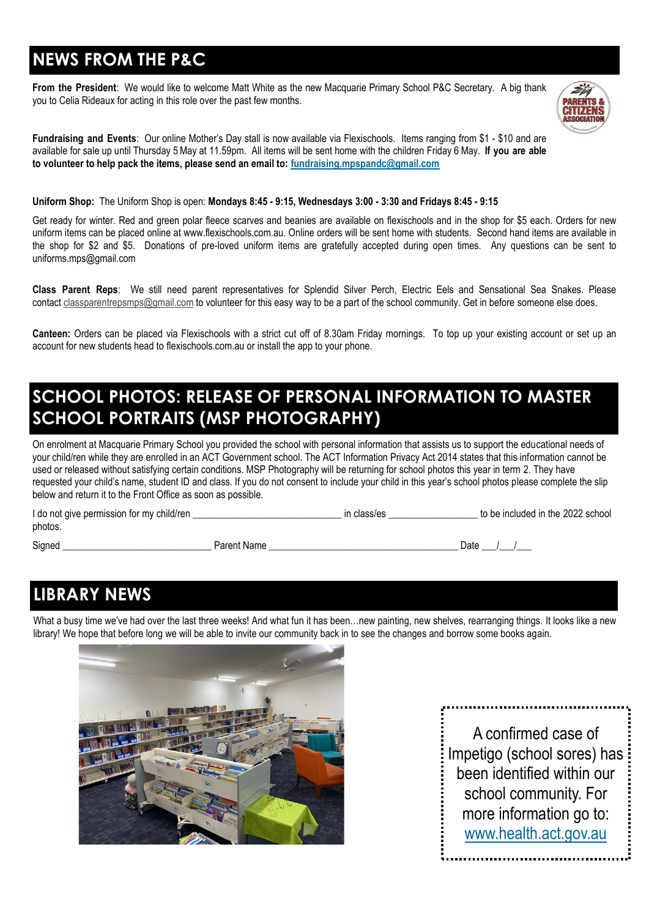## NEWS FROM THE P&C

**From the President**: We would like to welcome Matt White as the new Macquarie Primary School P&C Secretary. A big thank you to Celia Rideaux for acting in this role over the past few months.

**Fundraising and Events**: Our online Mother's Day stall is now available via Flexischools. Items ranging from $1 - $10 and are available for sale up until Thursday 5 May at 11.59pm. All items will be sent home with the children Friday 6 May. **If you are able to volunteer to help pack the items, please send an email to: fundraising.mpspandc@gmail.com**

**Uniform Shop:** The Uniform Shop is open: **Mondays 8:45 - 9:15, Wednesdays 3:00 - 3:30 and Fridays 8:45 - 9:15**

Get ready for winter. Red and green polar fleece scarves and beanies are available on flexischools and in the shop for $5 each. Orders for new uniform items can be placed online at www.flexischools.com.au. Online orders will be sent home with students. Second hand items are available in the shop for $2 and $5. Donations of pre-loved uniform items are gratefully accepted during open times. Any questions can be sent to uniforms.mps@gmail.com

**Class Parent Reps**: We still need parent representatives for Splendid Silver Perch, Electric Eels and Sensational Sea Snakes. Please contact classparentrepsmps@gmail.com to volunteer for this easy way to be a part of the school community. Get in before someone else does.

**Canteen:** Orders can be placed via Flexischools with a strict cut off of 8.30am Friday mornings. To top up your existing account or set up an account for new students head to flexischools.com.au or install the app to your phone.

## SCHOOL PHOTOS: RELEASE OF PERSONAL INFORMATION TO MASTER SCHOOL PORTRAITS (MSP PHOTOGRAPHY)

On enrolment at Macquarie Primary School you provided the school with personal information that assists us to support the educational needs of your child/ren while they are enrolled in an ACT Government school. The ACT Information Privacy Act 2014 states that this information cannot be used or released without satisfying certain conditions. MSP Photography will be returning for school photos this year in term 2. They have requested your child's name, student ID and class. If you do not consent to include your child in this year's school photos please complete the slip below and return it to the Front Office as soon as possible.

I do not give permission for my child/ren ______________________________ in class/es __________________ to be included in the 2022 school photos.

Signed ______________________________ Parent Name ______________________________________ Date ___/___/___

## LIBRARY NEWS

What a busy time we've had over the last three weeks! And what fun it has been…new painting, new shelves, rearranging things. It looks like a new library! We hope that before long we will be able to invite our community back in to see the changes and borrow some books again.

A confirmed case of Impetigo (school sores) has been identified within our school community. For more information go to: www.health.act.gov.au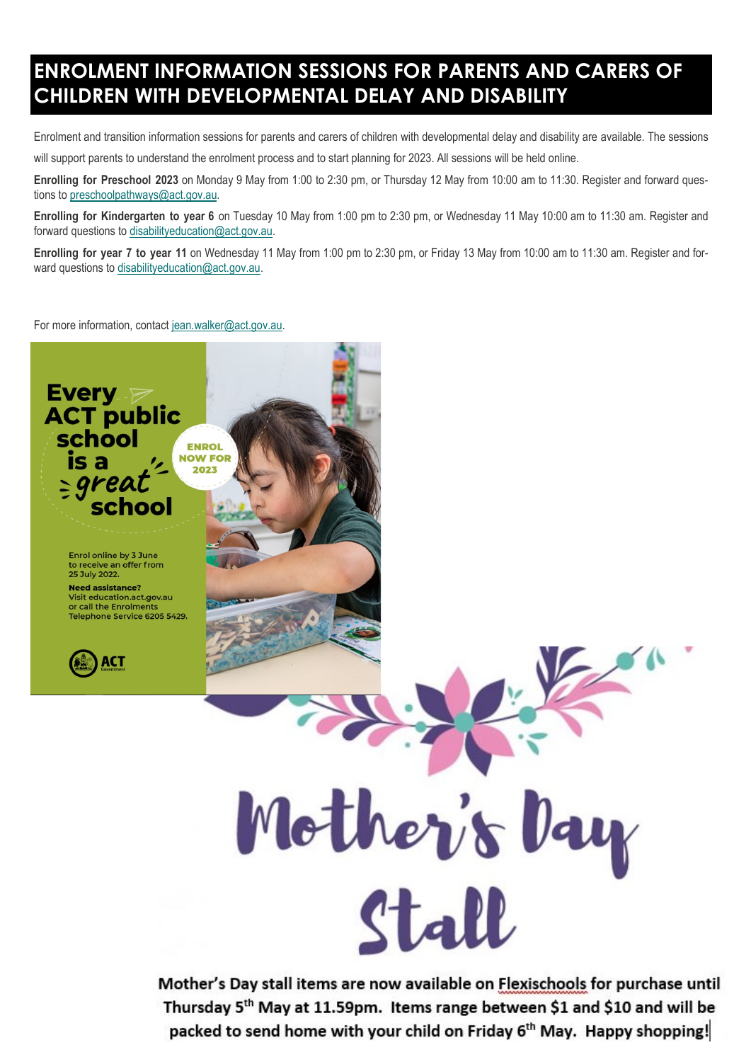# ENROLMENT INFORMATION SESSIONS FOR PARENTS AND CARERS OF CHILDREN WITH DEVELOPMENTAL DELAY AND DISABILITY

Enrolment and transition information sessions for parents and carers of children with developmental delay and disability are available. The sessions will support parents to understand the enrolment process and to start planning for 2023. All sessions will be held online.

**Enrolling for Preschool 2023** on Monday 9 May from 1:00 to 2:30 pm, or Thursday 12 May from 10:00 am to 11:30. Register and forward questions to preschoolpathways@act.gov.au.

**Enrolling for Kindergarten to year 6** on Tuesday 10 May from 1:00 pm to 2:30 pm, or Wednesday 11 May 10:00 am to 11:30 am. Register and forward questions to disabilityeducation@act.gov.au.

**Enrolling for year 7 to year 11** on Wednesday 11 May from 1:00 pm to 2:30 pm, or Friday 13 May from 10:00 am to 11:30 am. Register and forward questions to disabilityeducation@act.gov.au.

For more information, contact jean.walker@act.gov.au.

**Every ACT public school is a great school**

**ENROL NOW FOR 2023**

Enrol online by 3 June to receive an offer from 25 July 2022.

**Need assistance?**
Visit education.act.gov.au or call the Enrolments Telephone Service 6205 5429.

ACT Government

# Mother's Day Stall

**Mother's Day stall items are now available on Flexischools for purchase until Thursday 5th May at 11.59pm. Items range between $1 and $10 and will be packed to send home with your child on Friday 6th May. Happy shopping!**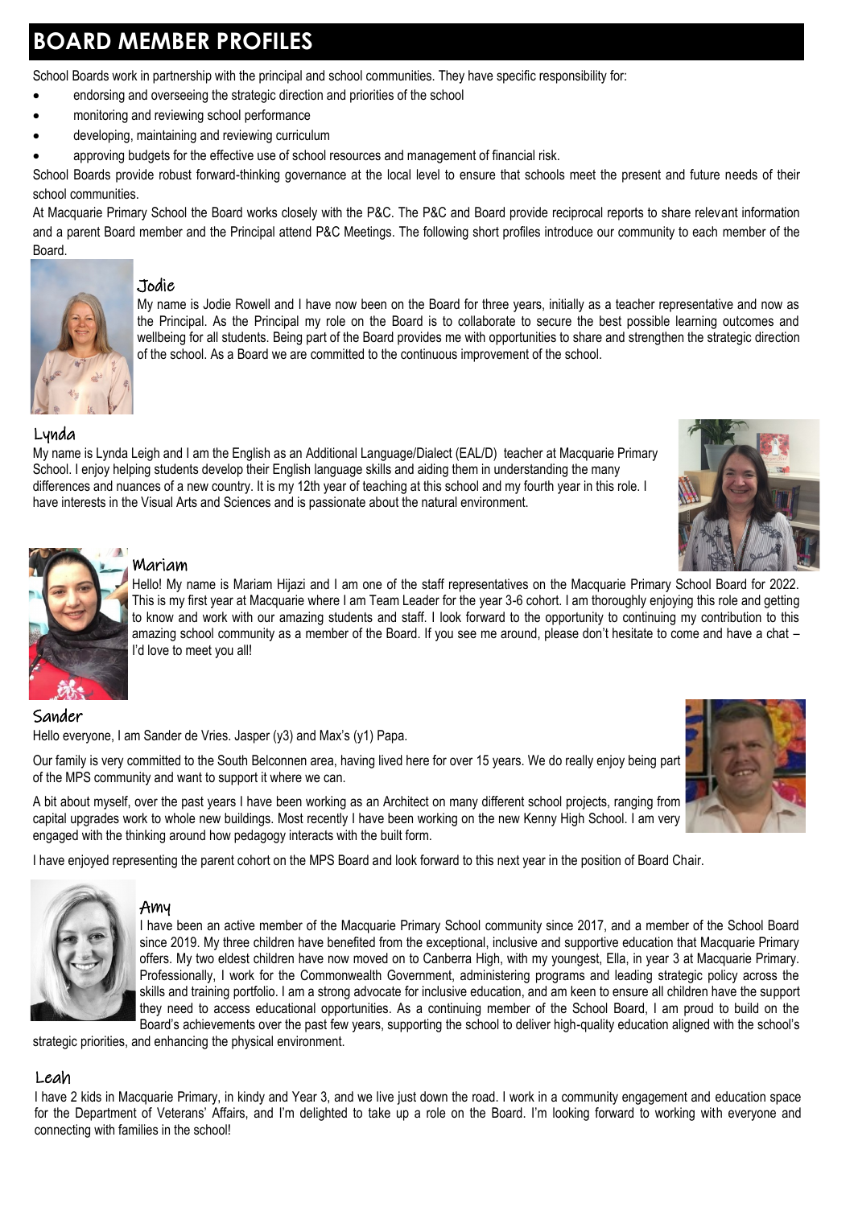# BOARD MEMBER PROFILES

School Boards work in partnership with the principal and school communities. They have specific responsibility for:

- endorsing and overseeing the strategic direction and priorities of the school
- monitoring and reviewing school performance
- developing, maintaining and reviewing curriculum
- approving budgets for the effective use of school resources and management of financial risk.

School Boards provide robust forward-thinking governance at the local level to ensure that schools meet the present and future needs of their school communities.

At Macquarie Primary School the Board works closely with the P&C. The P&C and Board provide reciprocal reports to share relevant information and a parent Board member and the Principal attend P&C Meetings. The following short profiles introduce our community to each member of the Board.

## Jodie

My name is Jodie Rowell and I have now been on the Board for three years, initially as a teacher representative and now as the Principal. As the Principal my role on the Board is to collaborate to secure the best possible learning outcomes and wellbeing for all students. Being part of the Board provides me with opportunities to share and strengthen the strategic direction of the school. As a Board we are committed to the continuous improvement of the school.

## Lynda

My name is Lynda Leigh and I am the English as an Additional Language/Dialect (EAL/D) teacher at Macquarie Primary School. I enjoy helping students develop their English language skills and aiding them in understanding the many differences and nuances of a new country. It is my 12th year of teaching at this school and my fourth year in this role. I have interests in the Visual Arts and Sciences and is passionate about the natural environment.

## Mariam

Hello! My name is Mariam Hijazi and I am one of the staff representatives on the Macquarie Primary School Board for 2022. This is my first year at Macquarie where I am Team Leader for the year 3-6 cohort. I am thoroughly enjoying this role and getting to know and work with our amazing students and staff. I look forward to the opportunity to continuing my contribution to this amazing school community as a member of the Board. If you see me around, please don't hesitate to come and have a chat – I'd love to meet you all!

## Sander

Hello everyone, I am Sander de Vries. Jasper (y3) and Max's (y1) Papa.

Our family is very committed to the South Belconnen area, having lived here for over 15 years. We do really enjoy being part of the MPS community and want to support it where we can.

A bit about myself, over the past years I have been working as an Architect on many different school projects, ranging from capital upgrades work to whole new buildings. Most recently I have been working on the new Kenny High School. I am very engaged with the thinking around how pedagogy interacts with the built form.

I have enjoyed representing the parent cohort on the MPS Board and look forward to this next year in the position of Board Chair.

## Amy

I have been an active member of the Macquarie Primary School community since 2017, and a member of the School Board since 2019. My three children have benefited from the exceptional, inclusive and supportive education that Macquarie Primary offers. My two eldest children have now moved on to Canberra High, with my youngest, Ella, in year 3 at Macquarie Primary. Professionally, I work for the Commonwealth Government, administering programs and leading strategic policy across the skills and training portfolio. I am a strong advocate for inclusive education, and am keen to ensure all children have the support they need to access educational opportunities. As a continuing member of the School Board, I am proud to build on the Board's achievements over the past few years, supporting the school to deliver high-quality education aligned with the school's strategic priorities, and enhancing the physical environment.

## Leah

I have 2 kids in Macquarie Primary, in kindy and Year 3, and we live just down the road. I work in a community engagement and education space for the Department of Veterans' Affairs, and I'm delighted to take up a role on the Board. I'm looking forward to working with everyone and connecting with families in the school!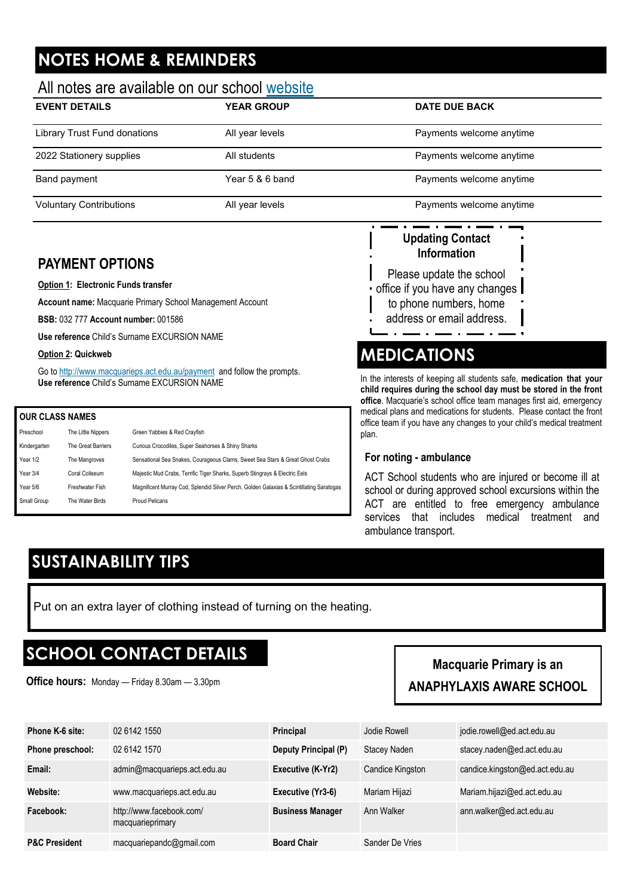# NOTES HOME & REMINDERS

All notes are available on our school website

| EVENT DETAILS | YEAR GROUP | DATE DUE BACK |
|---|---|---|
| Library Trust Fund donations | All year levels | Payments welcome anytime |
| 2022 Stationery supplies | All students | Payments welcome anytime |
| Band payment | Year 5 & 6 band | Payments welcome anytime |
| Voluntary Contributions | All year levels | Payments welcome anytime |

## PAYMENT OPTIONS

**Option 1: Electronic Funds transfer**

**Account name:** Macquarie Primary School Management Account

**BSB:** 032 777 **Account number:** 001586

**Use reference** Child's Surname EXCURSION NAME

**Option 2: Quickweb**

Go to http://www.macquarieps.act.edu.au/payment and follow the prompts.
**Use reference** Child's Surname EXCURSION NAME

**OUR CLASS NAMES**

| | | |
|---|---|---|
| Preschool | The Little Nippers | Green Yabbies & Red Crayfish |
| Kindergarten | The Great Barriers | Curious Crocodiles, Super Seahorses & Shiny Sharks |
| Year 1/2 | The Mangroves | Sensational Sea Snakes, Courageous Clams, Sweet Sea Stars & Great Ghost Crabs |
| Year 3/4 | Coral Coliseum | Majestic Mud Crabs, Terrific Tiger Sharks, Superb Stingrays & Electric Eels |
| Year 5/6 | Freshwater Fish | Magnificent Murray Cod, Splendid Silver Perch, Golden Galaxias & Scintillating Saratogas |
| Small Group | The Water Birds | Proud Pelicans |

**Updating Contact Information**

Please update the school office if you have any changes to phone numbers, home address or email address.

# MEDICATIONS

In the interests of keeping all students safe, **medication that your child requires during the school day must be stored in the front office**. Macquarie's school office team manages first aid, emergency medical plans and medications for students. Please contact the front office team if you have any changes to your child's medical treatment plan.

**For noting - ambulance**

ACT School students who are injured or become ill at school or during approved school excursions within the ACT are entitled to free emergency ambulance services that includes medical treatment and ambulance transport.

# SUSTAINABILITY TIPS

Put on an extra layer of clothing instead of turning on the heating.

# SCHOOL CONTACT DETAILS

**Office hours:** Monday — Friday 8.30am — 3.30pm

**Macquarie Primary is an ANAPHYLAXIS AWARE SCHOOL**

| | | | | |
|---|---|---|---|---|
| **Phone K-6 site:** | 02 6142 1550 | **Principal** | Jodie Rowell | jodie.rowell@ed.act.edu.au |
| **Phone preschool:** | 02 6142 1570 | **Deputy Principal (P)** | Stacey Naden | stacey.naden@ed.act.edu.au |
| **Email:** | admin@macquarieps.act.edu.au | **Executive (K-Yr2)** | Candice Kingston | candice.kingston@ed.act.edu.au |
| **Website:** | www.macquarieps.act.edu.au | **Executive (Yr3-6)** | Mariam Hijazi | Mariam.hijazi@ed.act.edu.au |
| **Facebook:** | http://www.facebook.com/macquarieprimary | **Business Manager** | Ann Walker | ann.walker@ed.act.edu.au |
| **P&C President** | macquariepandc@gmail.com | **Board Chair** | Sander De Vries | |